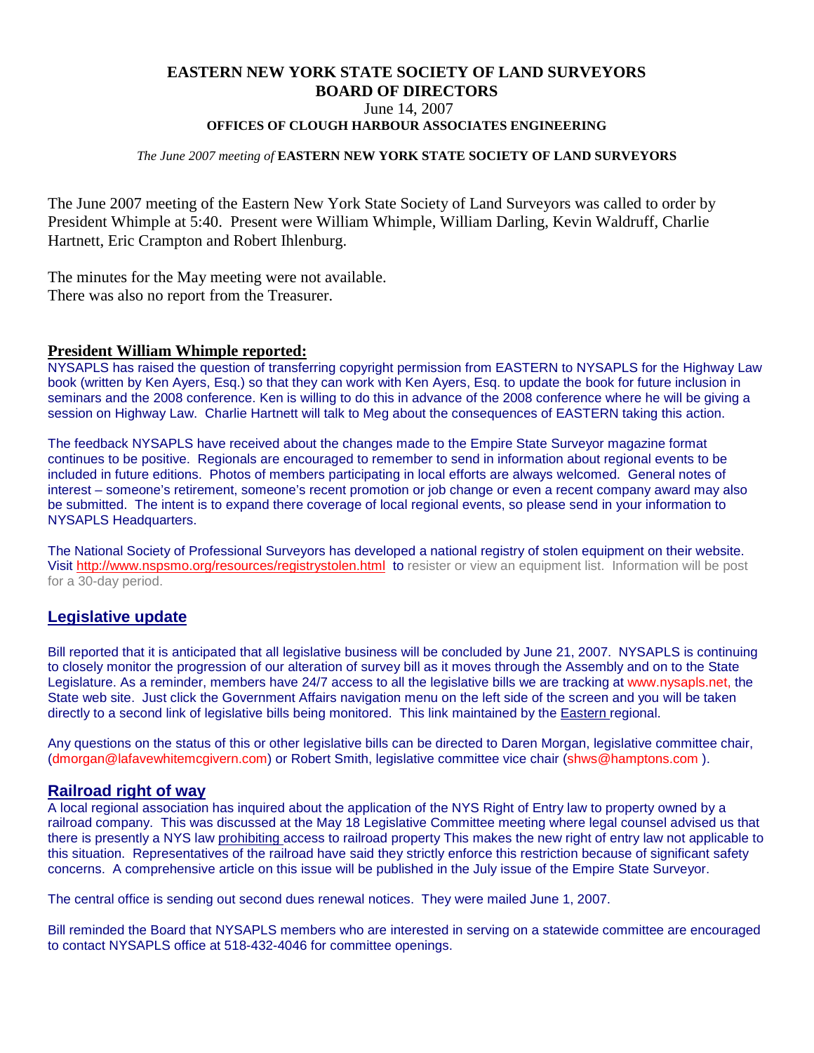# EASTERN NEW YORK STATE SOCIETY OF LAND SURVEYORS
# BOARD OF DIRECTORS

June 14, 2007

**OFFICES OF CLOUGH HARBOUR ASSOCIATES ENGINEERING**

*The June 2007 meeting of* **EASTERN NEW YORK STATE SOCIETY OF LAND SURVEYORS**

The June 2007 meeting of the Eastern New York State Society of Land Surveyors was called to order by President Whimple at 5:40. Present were William Whimple, William Darling, Kevin Waldruff, Charlie Hartnett, Eric Crampton and Robert Ihlenburg.

The minutes for the May meeting were not available.
There was also no report from the Treasurer.

## President William Whimple reported:

NYSAPLS has raised the question of transferring copyright permission from EASTERN to NYSAPLS for the Highway Law book (written by Ken Ayers, Esq.) so that they can work with Ken Ayers, Esq. to update the book for future inclusion in seminars and the 2008 conference. Ken is willing to do this in advance of the 2008 conference where he will be giving a session on Highway Law. Charlie Hartnett will talk to Meg about the consequences of EASTERN taking this action.

The feedback NYSAPLS have received about the changes made to the Empire State Surveyor magazine format continues to be positive. Regionals are encouraged to remember to send in information about regional events to be included in future editions. Photos of members participating in local efforts are always welcomed. General notes of interest – someone's retirement, someone's recent promotion or job change or even a recent company award may also be submitted. The intent is to expand there coverage of local regional events, so please send in your information to NYSAPLS Headquarters.

The National Society of Professional Surveyors has developed a national registry of stolen equipment on their website. Visit http://www.nspsmo.org/resources/registrystolen.html to resister or view an equipment list. Information will be post for a 30-day period.

## Legislative update

Bill reported that it is anticipated that all legislative business will be concluded by June 21, 2007. NYSAPLS is continuing to closely monitor the progression of our alteration of survey bill as it moves through the Assembly and on to the State Legislature. As a reminder, members have 24/7 access to all the legislative bills we are tracking at www.nysapls.net, the State web site. Just click the Government Affairs navigation menu on the left side of the screen and you will be taken directly to a second link of legislative bills being monitored. This link maintained by the Eastern regional.

Any questions on the status of this or other legislative bills can be directed to Daren Morgan, legislative committee chair, (dmorgan@lafavewhitemcgivern.com) or Robert Smith, legislative committee vice chair (shws@hamptons.com ).

## Railroad right of way

A local regional association has inquired about the application of the NYS Right of Entry law to property owned by a railroad company. This was discussed at the May 18 Legislative Committee meeting where legal counsel advised us that there is presently a NYS law prohibiting access to railroad property This makes the new right of entry law not applicable to this situation. Representatives of the railroad have said they strictly enforce this restriction because of significant safety concerns. A comprehensive article on this issue will be published in the July issue of the Empire State Surveyor.

The central office is sending out second dues renewal notices. They were mailed June 1, 2007.

Bill reminded the Board that NYSAPLS members who are interested in serving on a statewide committee are encouraged to contact NYSAPLS office at 518-432-4046 for committee openings.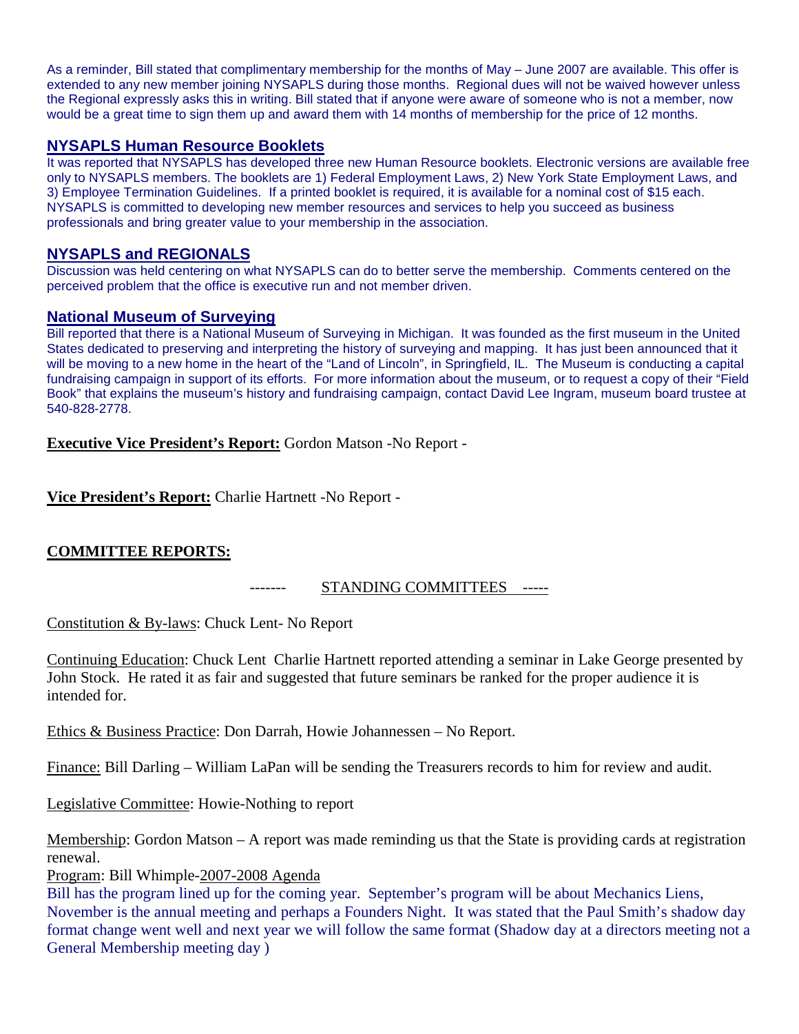As a reminder, Bill stated that complimentary membership for the months of May – June 2007 are available. This offer is extended to any new member joining NYSAPLS during those months. Regional dues will not be waived however unless the Regional expressly asks this in writing. Bill stated that if anyone were aware of someone who is not a member, now would be a great time to sign them up and award them with 14 months of membership for the price of 12 months.

## NYSAPLS Human Resource Booklets

It was reported that NYSAPLS has developed three new Human Resource booklets. Electronic versions are available free only to NYSAPLS members. The booklets are 1) Federal Employment Laws, 2) New York State Employment Laws, and 3) Employee Termination Guidelines. If a printed booklet is required, it is available for a nominal cost of $15 each. NYSAPLS is committed to developing new member resources and services to help you succeed as business professionals and bring greater value to your membership in the association.

## NYSAPLS and REGIONALS

Discussion was held centering on what NYSAPLS can do to better serve the membership. Comments centered on the perceived problem that the office is executive run and not member driven.

## National Museum of Surveying

Bill reported that there is a National Museum of Surveying in Michigan. It was founded as the first museum in the United States dedicated to preserving and interpreting the history of surveying and mapping. It has just been announced that it will be moving to a new home in the heart of the "Land of Lincoln", in Springfield, IL. The Museum is conducting a capital fundraising campaign in support of its efforts. For more information about the museum, or to request a copy of their "Field Book" that explains the museum's history and fundraising campaign, contact David Lee Ingram, museum board trustee at 540-828-2778.

**Executive Vice President's Report:** Gordon Matson -No Report -

**Vice President's Report:** Charlie Hartnett -No Report -

**COMMITTEE REPORTS:**

------- STANDING COMMITTEES -----

Constitution & By-laws: Chuck Lent- No Report

Continuing Education: Chuck Lent Charlie Hartnett reported attending a seminar in Lake George presented by John Stock. He rated it as fair and suggested that future seminars be ranked for the proper audience it is intended for.

Ethics & Business Practice: Don Darrah, Howie Johannessen – No Report.

Finance: Bill Darling – William LaPan will be sending the Treasurers records to him for review and audit.

Legislative Committee: Howie-Nothing to report

Membership: Gordon Matson – A report was made reminding us that the State is providing cards at registration renewal.

Program: Bill Whimple-2007-2008 Agenda

Bill has the program lined up for the coming year. September's program will be about Mechanics Liens, November is the annual meeting and perhaps a Founders Night. It was stated that the Paul Smith's shadow day format change went well and next year we will follow the same format (Shadow day at a directors meeting not a General Membership meeting day )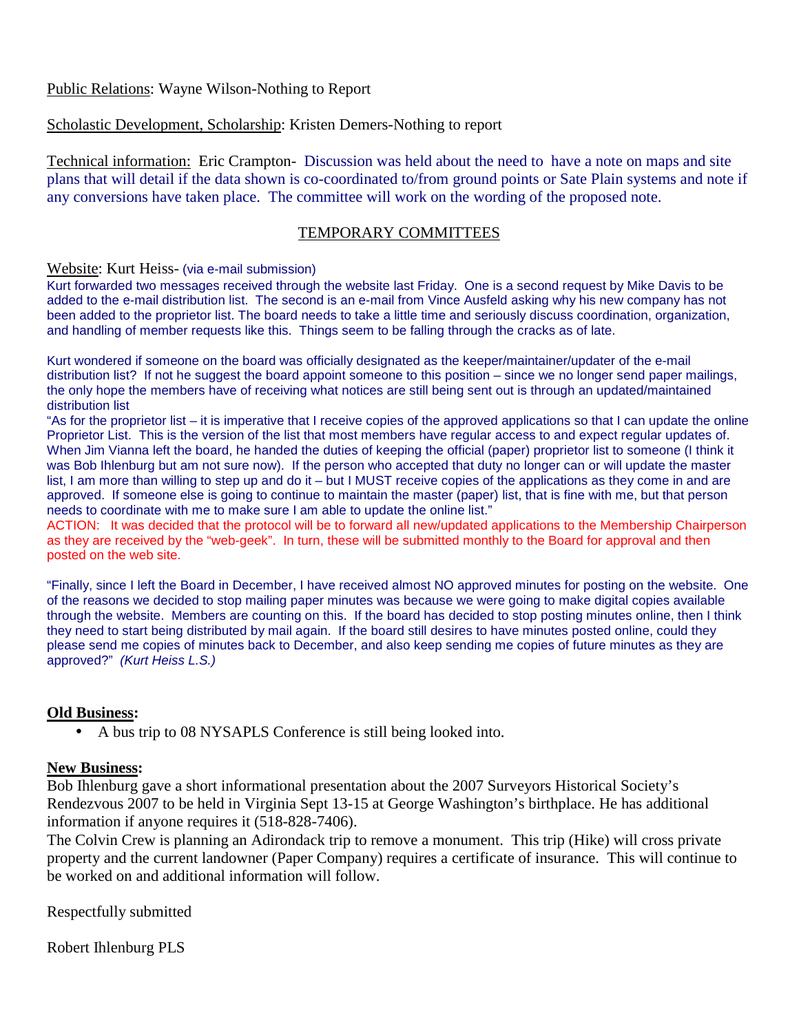Public Relations: Wayne Wilson-Nothing to Report

Scholastic Development, Scholarship: Kristen Demers-Nothing to report

Technical information: Eric Crampton- Discussion was held about the need to have a note on maps and site plans that will detail if the data shown is co-coordinated to/from ground points or Sate Plain systems and note if any conversions have taken place. The committee will work on the wording of the proposed note.

## TEMPORARY COMMITTEES

Website: Kurt Heiss- (via e-mail submission)

Kurt forwarded two messages received through the website last Friday. One is a second request by Mike Davis to be added to the e-mail distribution list. The second is an e-mail from Vince Ausfeld asking why his new company has not been added to the proprietor list. The board needs to take a little time and seriously discuss coordination, organization, and handling of member requests like this. Things seem to be falling through the cracks as of late.

Kurt wondered if someone on the board was officially designated as the keeper/maintainer/updater of the e-mail distribution list? If not he suggest the board appoint someone to this position – since we no longer send paper mailings, the only hope the members have of receiving what notices are still being sent out is through an updated/maintained distribution list

"As for the proprietor list – it is imperative that I receive copies of the approved applications so that I can update the online Proprietor List. This is the version of the list that most members have regular access to and expect regular updates of. When Jim Vianna left the board, he handed the duties of keeping the official (paper) proprietor list to someone (I think it was Bob Ihlenburg but am not sure now). If the person who accepted that duty no longer can or will update the master list, I am more than willing to step up and do it – but I MUST receive copies of the applications as they come in and are approved. If someone else is going to continue to maintain the master (paper) list, that is fine with me, but that person needs to coordinate with me to make sure I am able to update the online list."

ACTION: It was decided that the protocol will be to forward all new/updated applications to the Membership Chairperson as they are received by the "web-geek". In turn, these will be submitted monthly to the Board for approval and then posted on the web site.

"Finally, since I left the Board in December, I have received almost NO approved minutes for posting on the website. One of the reasons we decided to stop mailing paper minutes was because we were going to make digital copies available through the website. Members are counting on this. If the board has decided to stop posting minutes online, then I think they need to start being distributed by mail again. If the board still desires to have minutes posted online, could they please send me copies of minutes back to December, and also keep sending me copies of future minutes as they are approved?" *(Kurt Heiss L.S.)*

**Old Business:**

- A bus trip to 08 NYSAPLS Conference is still being looked into.

**New Business:**

Bob Ihlenburg gave a short informational presentation about the 2007 Surveyors Historical Society's Rendezvous 2007 to be held in Virginia Sept 13-15 at George Washington's birthplace. He has additional information if anyone requires it (518-828-7406).

The Colvin Crew is planning an Adirondack trip to remove a monument. This trip (Hike) will cross private property and the current landowner (Paper Company) requires a certificate of insurance. This will continue to be worked on and additional information will follow.

Respectfully submitted

Robert Ihlenburg PLS